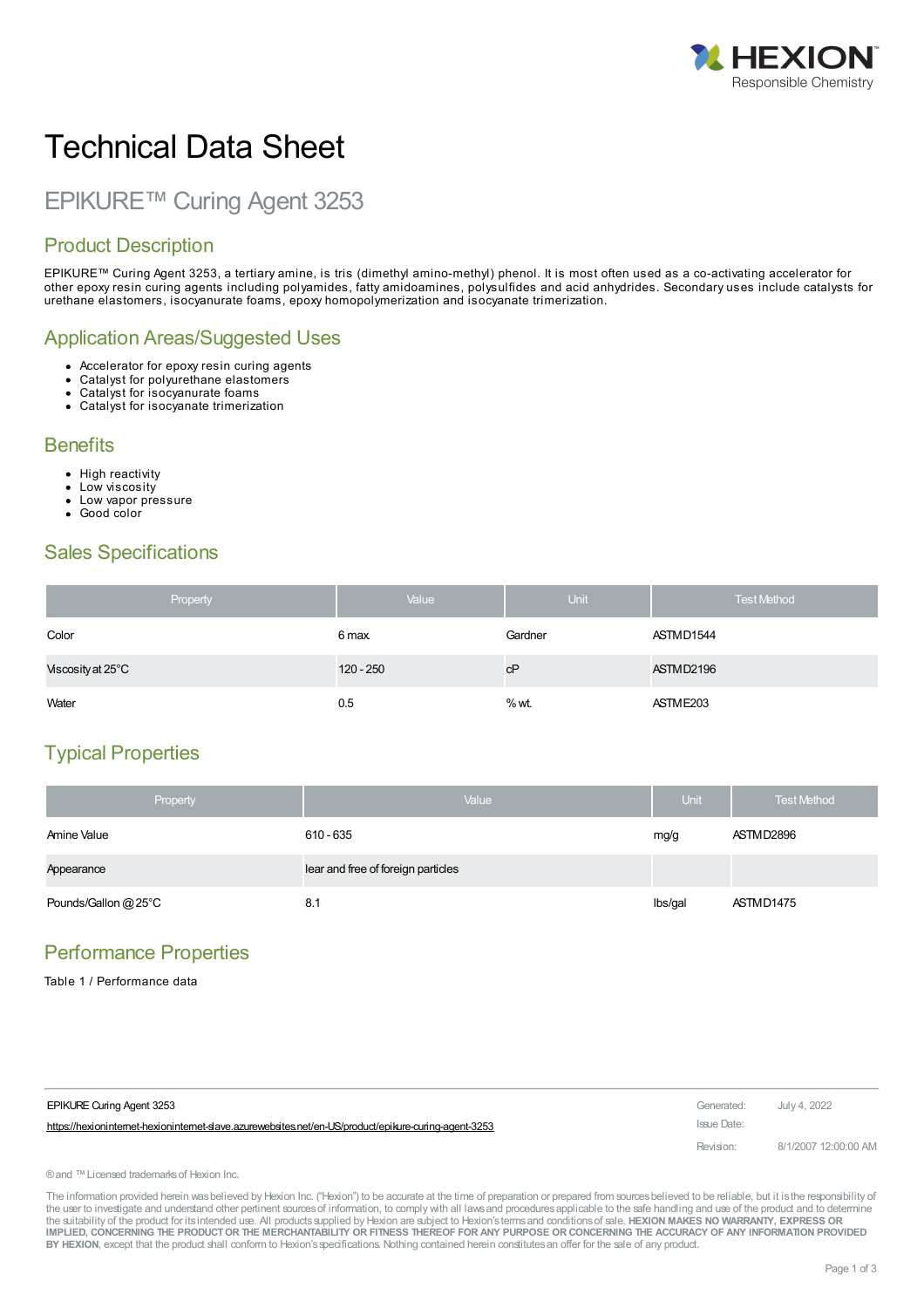# Technical Data Sheet

## EPIKURE™ Curing Agent 3253

## Product Description

EPIKURE™ Curing Agent 3253, a tertiary amine, is tris (dimethyl amino-methyl) phenol. It is most often used as a co-activating accelerator for other epoxy resin curing agents including polyamides, fatty amidoamines, polysulfides and acid anhydrides. Secondary uses include catalysts for urethane elastomers, isocyanurate foams, epoxy homopolymerization and isocyanate trimerization.

## Application Areas/Suggested Uses

- Accelerator for epoxy resin curing agents
- Catalyst for polyurethane elastomers
- Catalyst for isocyanurate foams
- Catalyst for isocyanate trimerization

## Benefits

- High reactivity
- Low viscosity
- Low vapor pressure
- Good color

## Sales Specifications

| Property | Value | Unit | Test Method |
|---|---|---|---|
| Color | 6 max. | Gardner | ASTM D1544 |
| Viscosity at 25°C | 120 - 250 | cP | ASTM D2196 |
| Water | 0.5 | % wt. | ASTM E203 |

## Typical Properties

| Property | Value | Unit | Test Method |
|---|---|---|---|
| Amine Value | 610 - 635 | mg/g | ASTM D2896 |
| Appearance | lear and free of foreign particles | | |
| Pounds/Gallon @ 25°C | 8.1 | lbs/gal | ASTM D1475 |

## Performance Properties

Table 1 / Performance data

EPIKURE Curing Agent 3253
https://hexioninternet-hexioninternet-slave.azurewebsites.net/en-US/product/epikure-curing-agent-3253

Generated: July 4, 2022
Issue Date:
Revision: 8/1/2007 12:00:00 AM

® and ™ Licensed trademarks of Hexion Inc.

The information provided herein was believed by Hexion Inc. ("Hexion") to be accurate at the time of preparation or prepared from sources believed to be reliable, but it is the responsibility of the user to investigate and understand other pertinent sources of information, to comply with all laws and procedures applicable to the safe handling and use of the product and to determine the suitability of the product for its intended use. All products supplied by Hexion are subject to Hexion's terms and conditions of sale. **HEXION MAKES NO WARRANTY, EXPRESS OR IMPLIED, CONCERNING THE PRODUCT OR THE MERCHANTABILITY OR FITNESS THEREOF FOR ANY PURPOSE OR CONCERNING THE ACCURACY OF ANY INFORMATION PROVIDED BY HEXION**, except that the product shall conform to Hexion's specifications. Nothing contained herein constitutes an offer for the sale of any product.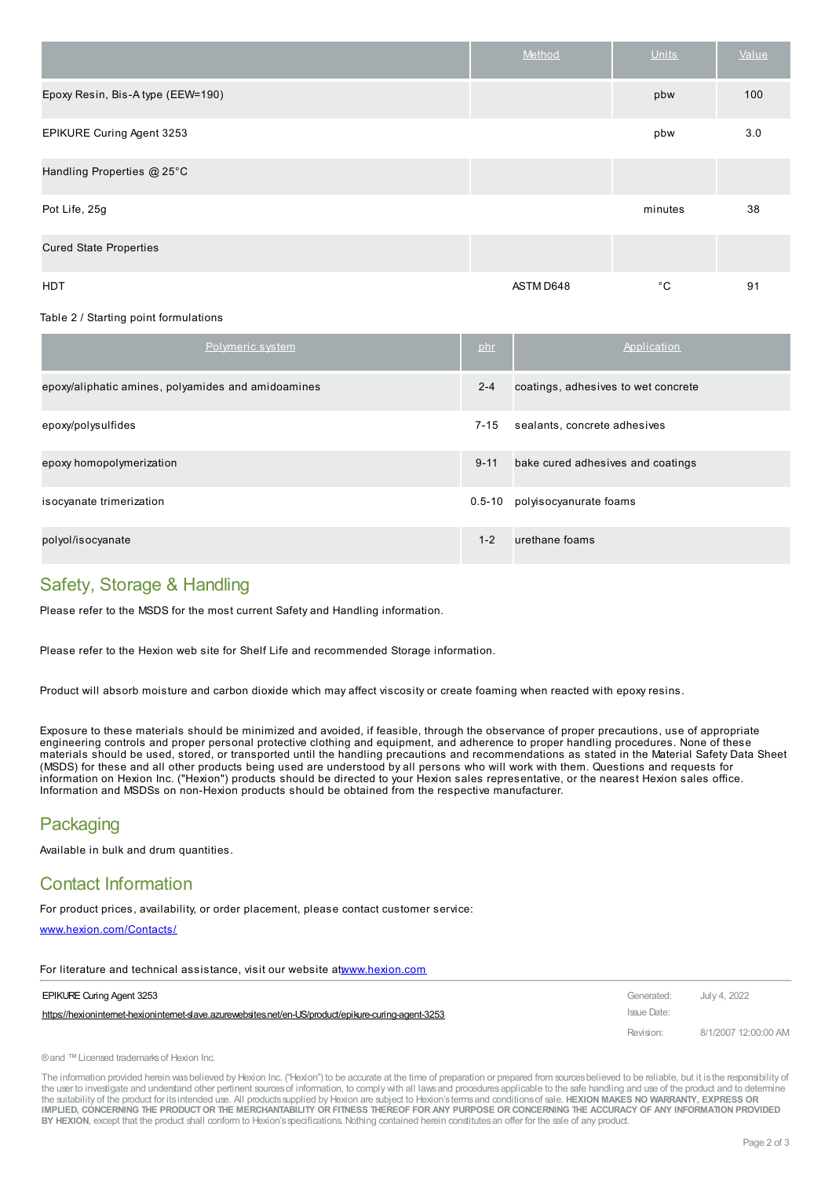| | Method | Units | Value |
|---|---|---|---|
| Epoxy Resin, Bis-A type (EEW=190) | | pbw | 100 |
| EPIKURE Curing Agent 3253 | | pbw | 3.0 |
| Handling Properties @ 25°C | | | |
| Pot Life, 25g | | minutes | 38 |
| Cured State Properties | | | |
| HDT | ASTM D648 | °C | 91 |

Table 2 / Starting point formulations

| Polymeric system | phr | Application |
|---|---|---|
| epoxy/aliphatic amines, polyamides and amidoamines | 2-4 | coatings, adhesives to wet concrete |
| epoxy/polysulfides | 7-15 | sealants, concrete adhesives |
| epoxy homopolymerization | 9-11 | bake cured adhesives and coatings |
| isocyanate trimerization | 0.5-10 | polyisocyanurate foams |
| polyol/isocyanate | 1-2 | urethane foams |

## Safety, Storage & Handling

Please refer to the MSDS for the most current Safety and Handling information.

Please refer to the Hexion web site for Shelf Life and recommended Storage information.

Product will absorb moisture and carbon dioxide which may affect viscosity or create foaming when reacted with epoxy resins.

Exposure to these materials should be minimized and avoided, if feasible, through the observance of proper precautions, use of appropriate engineering controls and proper personal protective clothing and equipment, and adherence to proper handling procedures. None of these materials should be used, stored, or transported until the handling precautions and recommendations as stated in the Material Safety Data Sheet (MSDS) for these and all other products being used are understood by all persons who will work with them. Questions and requests for information on Hexion Inc. ("Hexion") products should be directed to your Hexion sales representative, or the nearest Hexion sales office. Information and MSDSs on non-Hexion products should be obtained from the respective manufacturer.

## Packaging

Available in bulk and drum quantities.

## Contact Information

For product prices, availability, or order placement, please contact customer service:

www.hexion.com/Contacts/

For literature and technical assistance, visit our website at www.hexion.com

| EPIKURE Curing Agent 3253 | Generated: | July 4, 2022 |
|---|---|---|
| https://hexioninternet-hexioninternet-slave.azurewebsites.net/en-US/product/epikure-curing-agent-3253 | Issue Date: | |
| | Revision: | 8/1/2007 12:00:00 AM |

® and ™ Licensed trademarks of Hexion Inc.

The information provided herein was believed by Hexion Inc. ("Hexion") to be accurate at the time of preparation or prepared from sources believed to be reliable, but it is the responsibility of the user to investigate and understand other pertinent sources of information, to comply with all laws and procedures applicable to the safe handling and use of the product and to determine the suitability of the product for its intended use. All products supplied by Hexion are subject to Hexion's terms and conditions of sale. **HEXION MAKES NO WARRANTY, EXPRESS OR IMPLIED, CONCERNING THE PRODUCT OR THE MERCHANTABILITY OR FITNESS THEREOF FOR ANY PURPOSE OR CONCERNING THE ACCURACY OF ANY INFORMATION PROVIDED BY HEXION**, except that the product shall conform to Hexion's specifications. Nothing contained herein constitutes an offer for the sale of any product.